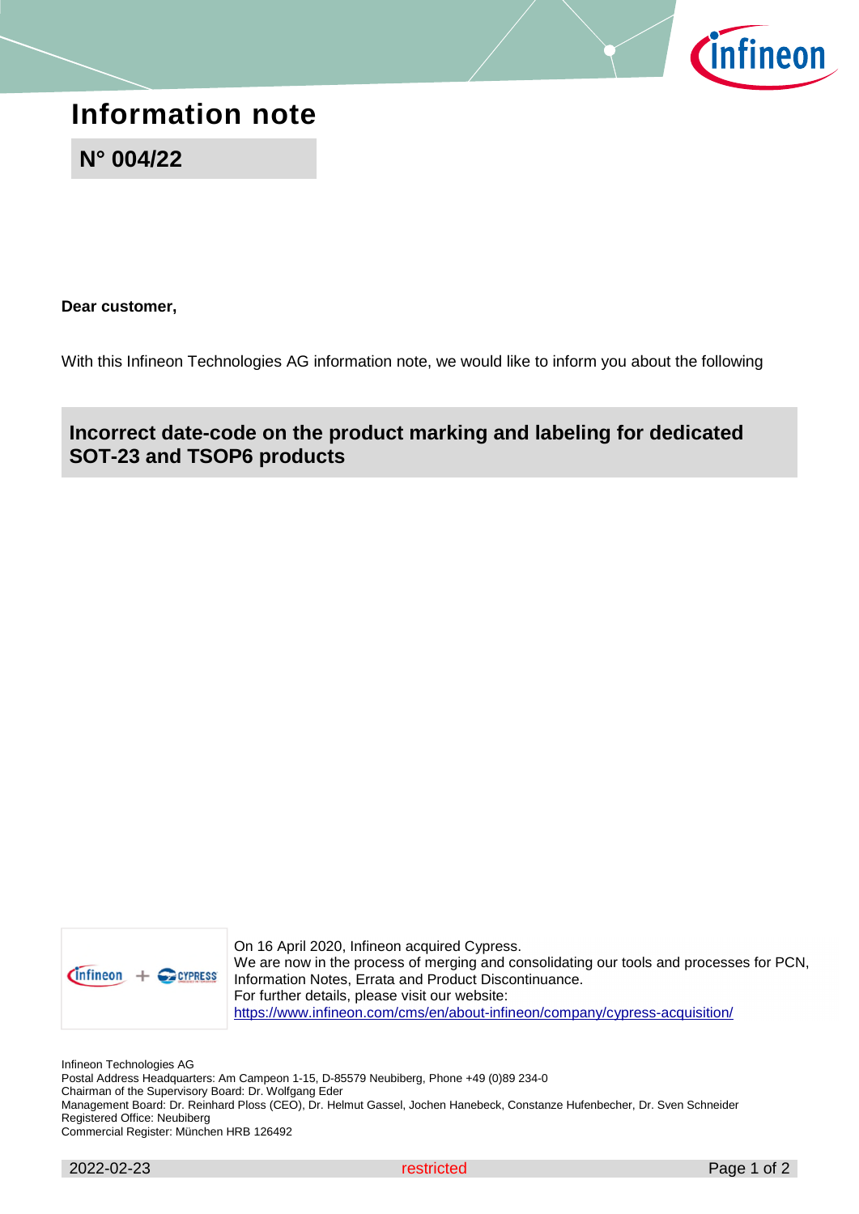# Information note

## N° 004/22

**Dear customer,**

With this Infineon Technologies AG information note, we would like to inform you about the following

## Incorrect date-code on the product marking and labeling for dedicated SOT-23 and TSOP6 products

On 16 April 2020, Infineon acquired Cypress.
We are now in the process of merging and consolidating our tools and processes for PCN, Information Notes, Errata and Product Discontinuance.
For further details, please visit our website:
https://www.infineon.com/cms/en/about-infineon/company/cypress-acquisition/

Infineon Technologies AG
Postal Address Headquarters: Am Campeon 1-15, D-85579 Neubiberg, Phone +49 (0)89 234-0
Chairman of the Supervisory Board: Dr. Wolfgang Eder
Management Board: Dr. Reinhard Ploss (CEO), Dr. Helmut Gassel, Jochen Hanebeck, Constanze Hufenbecher, Dr. Sven Schneider
Registered Office: Neubiberg
Commercial Register: München HRB 126492

2022-02-23 restricted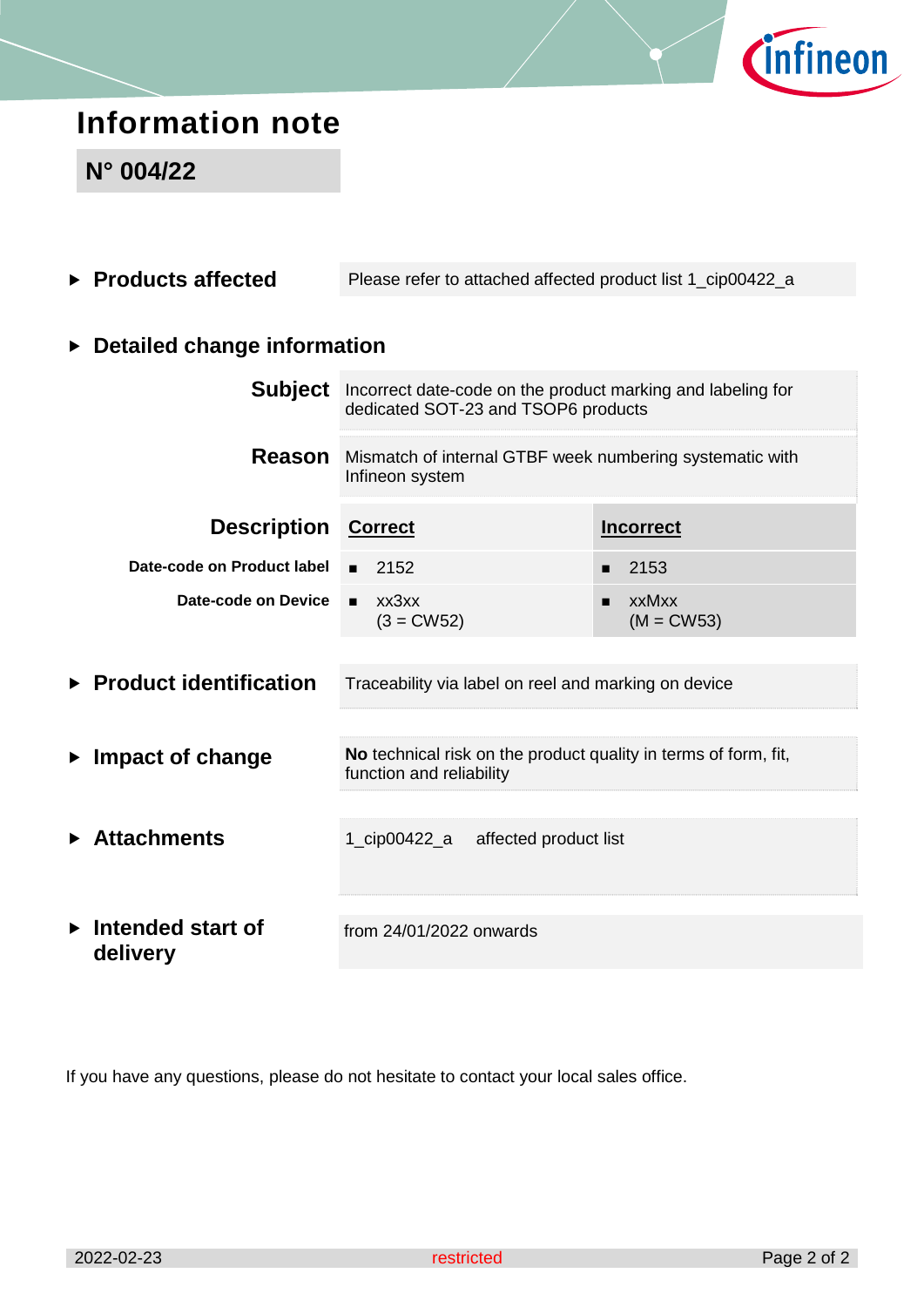# Information note

## N° 004/22

### ▸ Products affected

Please refer to attached affected product list 1_cip00422_a

### ▸ Detailed change information

| | | |
|---|---|---|
| **Subject** | Incorrect date-code on the product marking and labeling for dedicated SOT-23 and TSOP6 products | |
| **Reason** | Mismatch of internal GTBF week numbering systematic with Infineon system | |
| **Description** | **Correct** | **Incorrect** |
| **Date-code on Product label** | ▪ 2152 | ▪ 2153 |
| **Date-code on Device** | ▪ xx3xx (3 = CW52) | ▪ xxMxx (M = CW53) |

### ▸ Product identification

Traceability via label on reel and marking on device

### ▸ Impact of change

**No** technical risk on the product quality in terms of form, fit, function and reliability

### ▸ Attachments

1_cip00422_a affected product list

### ▸ Intended start of delivery

from 24/01/2022 onwards

If you have any questions, please do not hesitate to contact your local sales office.

2022-02-23 restricted